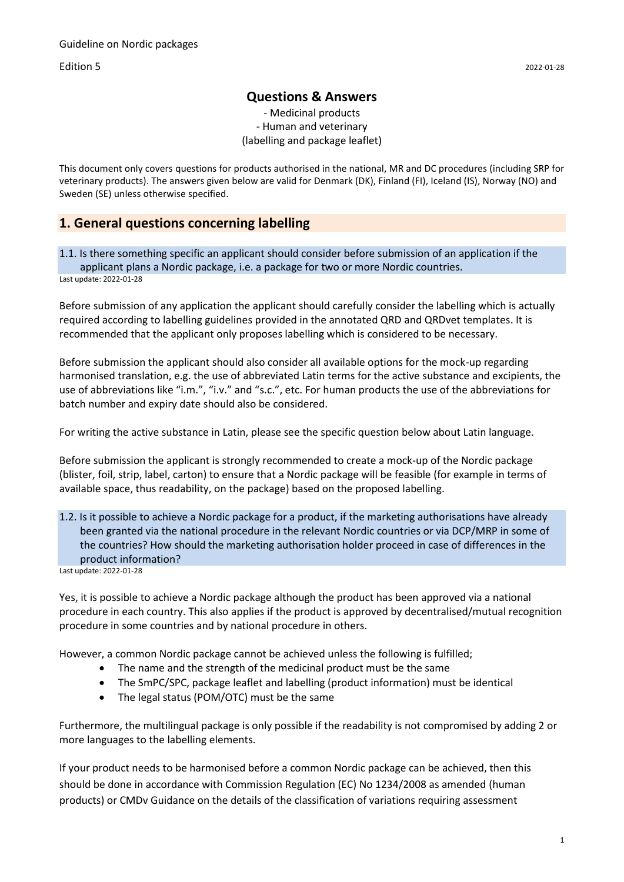Guideline on Nordic packages

Edition 5

2022-01-28

## Questions & Answers

- Medicinal products
- Human and veterinary
(labelling and package leaflet)

This document only covers questions for products authorised in the national, MR and DC procedures (including SRP for veterinary products). The answers given below are valid for Denmark (DK), Finland (FI), Iceland (IS), Norway (NO) and Sweden (SE) unless otherwise specified.

## 1. General questions concerning labelling

### 1.1. Is there something specific an applicant should consider before submission of an application if the applicant plans a Nordic package, i.e. a package for two or more Nordic countries.

Last update: 2022-01-28

Before submission of any application the applicant should carefully consider the labelling which is actually required according to labelling guidelines provided in the annotated QRD and QRDvet templates. It is recommended that the applicant only proposes labelling which is considered to be necessary.

Before submission the applicant should also consider all available options for the mock-up regarding harmonised translation, e.g. the use of abbreviated Latin terms for the active substance and excipients, the use of abbreviations like "i.m.", "i.v." and "s.c.", etc. For human products the use of the abbreviations for batch number and expiry date should also be considered.

For writing the active substance in Latin, please see the specific question below about Latin language.

Before submission the applicant is strongly recommended to create a mock-up of the Nordic package (blister, foil, strip, label, carton) to ensure that a Nordic package will be feasible (for example in terms of available space, thus readability, on the package) based on the proposed labelling.

### 1.2. Is it possible to achieve a Nordic package for a product, if the marketing authorisations have already been granted via the national procedure in the relevant Nordic countries or via DCP/MRP in some of the countries? How should the marketing authorisation holder proceed in case of differences in the product information?

Last update: 2022-01-28

Yes, it is possible to achieve a Nordic package although the product has been approved via a national procedure in each country. This also applies if the product is approved by decentralised/mutual recognition procedure in some countries and by national procedure in others.

However, a common Nordic package cannot be achieved unless the following is fulfilled;

- The name and the strength of the medicinal product must be the same
- The SmPC/SPC, package leaflet and labelling (product information) must be identical
- The legal status (POM/OTC) must be the same

Furthermore, the multilingual package is only possible if the readability is not compromised by adding 2 or more languages to the labelling elements.

If your product needs to be harmonised before a common Nordic package can be achieved, then this should be done in accordance with Commission Regulation (EC) No 1234/2008 as amended (human products) or CMDv Guidance on the details of the classification of variations requiring assessment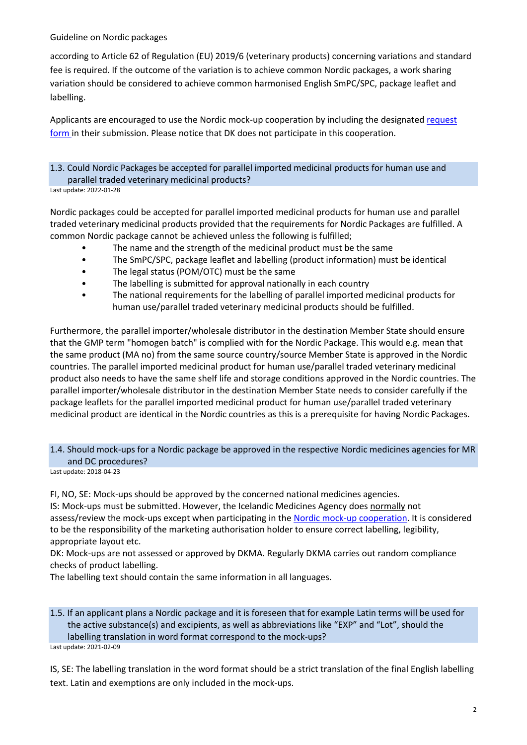according to Article 62 of Regulation (EU) 2019/6 (veterinary products) concerning variations and standard fee is required. If the outcome of the variation is to achieve common Nordic packages, a work sharing variation should be considered to achieve common harmonised English SmPC/SPC, package leaflet and labelling.

Applicants are encouraged to use the Nordic mock-up cooperation by including the designated [request form](request form) in their submission. Please notice that DK does not participate in this cooperation.

### 1.3. Could Nordic Packages be accepted for parallel imported medicinal products for human use and parallel traded veterinary medicinal products?

Last update: 2022-01-28

Nordic packages could be accepted for parallel imported medicinal products for human use and parallel traded veterinary medicinal products provided that the requirements for Nordic Packages are fulfilled. A common Nordic package cannot be achieved unless the following is fulfilled;

- The name and the strength of the medicinal product must be the same
- The SmPC/SPC, package leaflet and labelling (product information) must be identical
- The legal status (POM/OTC) must be the same
- The labelling is submitted for approval nationally in each country
- The national requirements for the labelling of parallel imported medicinal products for human use/parallel traded veterinary medicinal products should be fulfilled.

Furthermore, the parallel importer/wholesale distributor in the destination Member State should ensure that the GMP term "homogen batch" is complied with for the Nordic Package. This would e.g. mean that the same product (MA no) from the same source country/source Member State is approved in the Nordic countries. The parallel imported medicinal product for human use/parallel traded veterinary medicinal product also needs to have the same shelf life and storage conditions approved in the Nordic countries. The parallel importer/wholesale distributor in the destination Member State needs to consider carefully if the package leaflets for the parallel imported medicinal product for human use/parallel traded veterinary medicinal product are identical in the Nordic countries as this is a prerequisite for having Nordic Packages.

### 1.4. Should mock-ups for a Nordic package be approved in the respective Nordic medicines agencies for MR and DC procedures?

Last update: 2018-04-23

FI, NO, SE: Mock-ups should be approved by the concerned national medicines agencies.
IS: Mock-ups must be submitted. However, the Icelandic Medicines Agency does normally not assess/review the mock-ups except when participating in the Nordic mock-up cooperation. It is considered to be the responsibility of the marketing authorisation holder to ensure correct labelling, legibility, appropriate layout etc.
DK: Mock-ups are not assessed or approved by DKMA. Regularly DKMA carries out random compliance checks of product labelling.
The labelling text should contain the same information in all languages.

### 1.5. If an applicant plans a Nordic package and it is foreseen that for example Latin terms will be used for the active substance(s) and excipients, as well as abbreviations like "EXP" and "Lot", should the labelling translation in word format correspond to the mock-ups?

Last update: 2021-02-09

IS, SE: The labelling translation in the word format should be a strict translation of the final English labelling text. Latin and exemptions are only included in the mock-ups.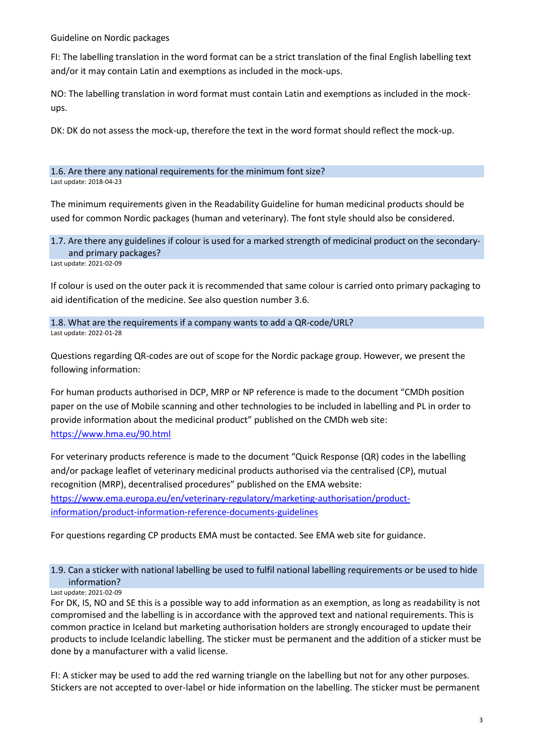Guideline on Nordic packages

FI: The labelling translation in the word format can be a strict translation of the final English labelling text and/or it may contain Latin and exemptions as included in the mock-ups.

NO: The labelling translation in word format must contain Latin and exemptions as included in the mock-ups.

DK: DK do not assess the mock-up, therefore the text in the word format should reflect the mock-up.

### 1.6. Are there any national requirements for the minimum font size?

Last update: 2018-04-23

The minimum requirements given in the Readability Guideline for human medicinal products should be used for common Nordic packages (human and veterinary). The font style should also be considered.

### 1.7. Are there any guidelines if colour is used for a marked strength of medicinal product on the secondary- and primary packages?

Last update: 2021-02-09

If colour is used on the outer pack it is recommended that same colour is carried onto primary packaging to aid identification of the medicine. See also question number 3.6.

### 1.8. What are the requirements if a company wants to add a QR-code/URL?

Last update: 2022-01-28

Questions regarding QR-codes are out of scope for the Nordic package group. However, we present the following information:

For human products authorised in DCP, MRP or NP reference is made to the document "CMDh position paper on the use of Mobile scanning and other technologies to be included in labelling and PL in order to provide information about the medicinal product" published on the CMDh web site: https://www.hma.eu/90.html

For veterinary products reference is made to the document "Quick Response (QR) codes in the labelling and/or package leaflet of veterinary medicinal products authorised via the centralised (CP), mutual recognition (MRP), decentralised procedures" published on the EMA website: https://www.ema.europa.eu/en/veterinary-regulatory/marketing-authorisation/product-information/product-information-reference-documents-guidelines

For questions regarding CP products EMA must be contacted. See EMA web site for guidance.

### 1.9. Can a sticker with national labelling be used to fulfil national labelling requirements or be used to hide information?

Last update: 2021-02-09

For DK, IS, NO and SE this is a possible way to add information as an exemption, as long as readability is not compromised and the labelling is in accordance with the approved text and national requirements. This is common practice in Iceland but marketing authorisation holders are strongly encouraged to update their products to include Icelandic labelling. The sticker must be permanent and the addition of a sticker must be done by a manufacturer with a valid license.

FI: A sticker may be used to add the red warning triangle on the labelling but not for any other purposes. Stickers are not accepted to over-label or hide information on the labelling. The sticker must be permanent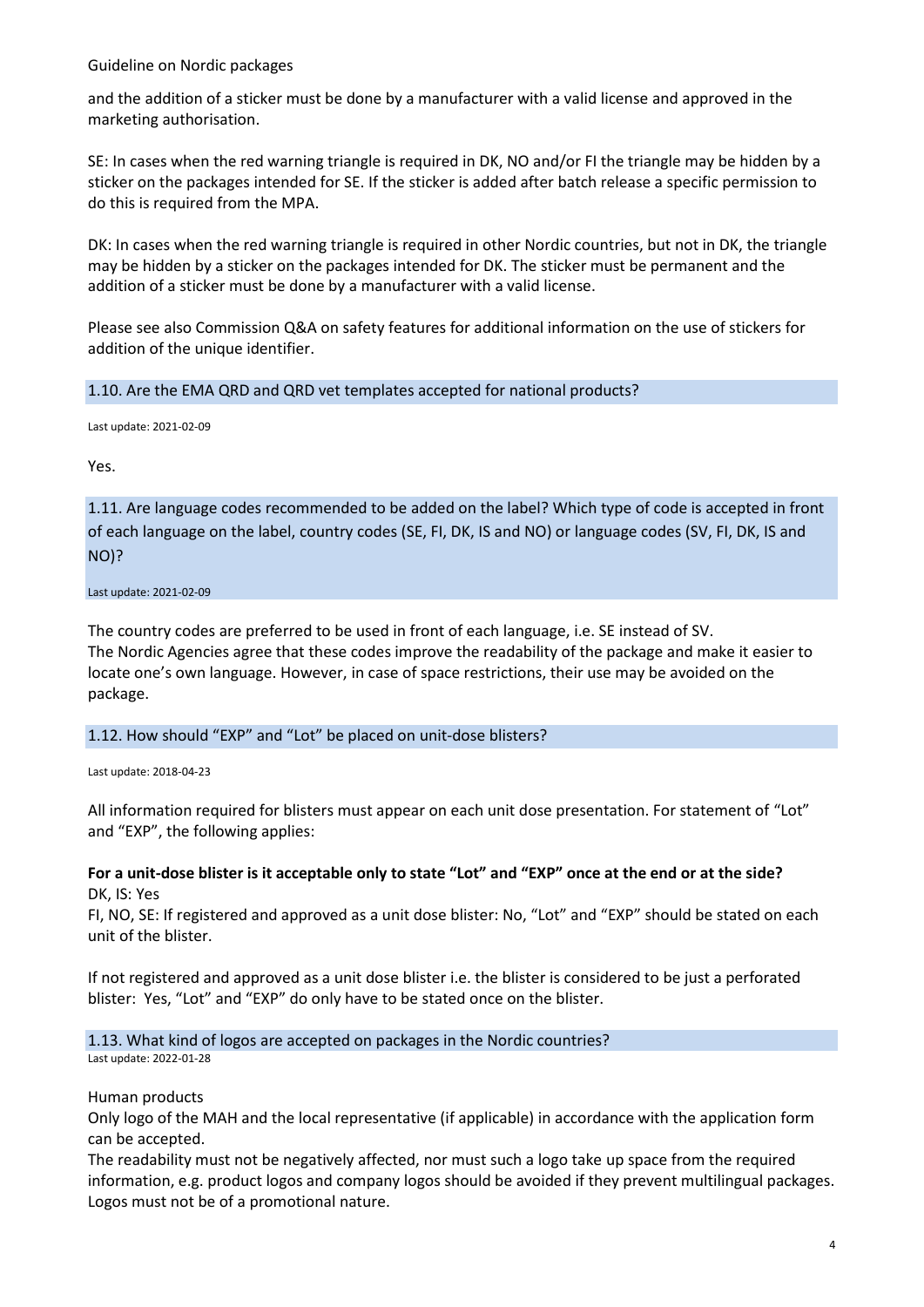and the addition of a sticker must be done by a manufacturer with a valid license and approved in the marketing authorisation.

SE: In cases when the red warning triangle is required in DK, NO and/or FI the triangle may be hidden by a sticker on the packages intended for SE. If the sticker is added after batch release a specific permission to do this is required from the MPA.

DK: In cases when the red warning triangle is required in other Nordic countries, but not in DK, the triangle may be hidden by a sticker on the packages intended for DK. The sticker must be permanent and the addition of a sticker must be done by a manufacturer with a valid license.

Please see also Commission Q&A on safety features for additional information on the use of stickers for addition of the unique identifier.

### 1.10. Are the EMA QRD and QRD vet templates accepted for national products?

Last update: 2021-02-09

Yes.

### 1.11. Are language codes recommended to be added on the label? Which type of code is accepted in front of each language on the label, country codes (SE, FI, DK, IS and NO) or language codes (SV, FI, DK, IS and NO)?

Last update: 2021-02-09

The country codes are preferred to be used in front of each language, i.e. SE instead of SV.
The Nordic Agencies agree that these codes improve the readability of the package and make it easier to locate one's own language. However, in case of space restrictions, their use may be avoided on the package.

### 1.12. How should "EXP" and "Lot" be placed on unit-dose blisters?

Last update: 2018-04-23

All information required for blisters must appear on each unit dose presentation. For statement of "Lot" and "EXP", the following applies:

**For a unit-dose blister is it acceptable only to state "Lot" and "EXP" once at the end or at the side?**
DK, IS: Yes
FI, NO, SE: If registered and approved as a unit dose blister: No, "Lot" and "EXP" should be stated on each unit of the blister.

If not registered and approved as a unit dose blister i.e. the blister is considered to be just a perforated blister: Yes, "Lot" and "EXP" do only have to be stated once on the blister.

### 1.13. What kind of logos are accepted on packages in the Nordic countries?

Last update: 2022-01-28

Human products
Only logo of the MAH and the local representative (if applicable) in accordance with the application form can be accepted.
The readability must not be negatively affected, nor must such a logo take up space from the required information, e.g. product logos and company logos should be avoided if they prevent multilingual packages. Logos must not be of a promotional nature.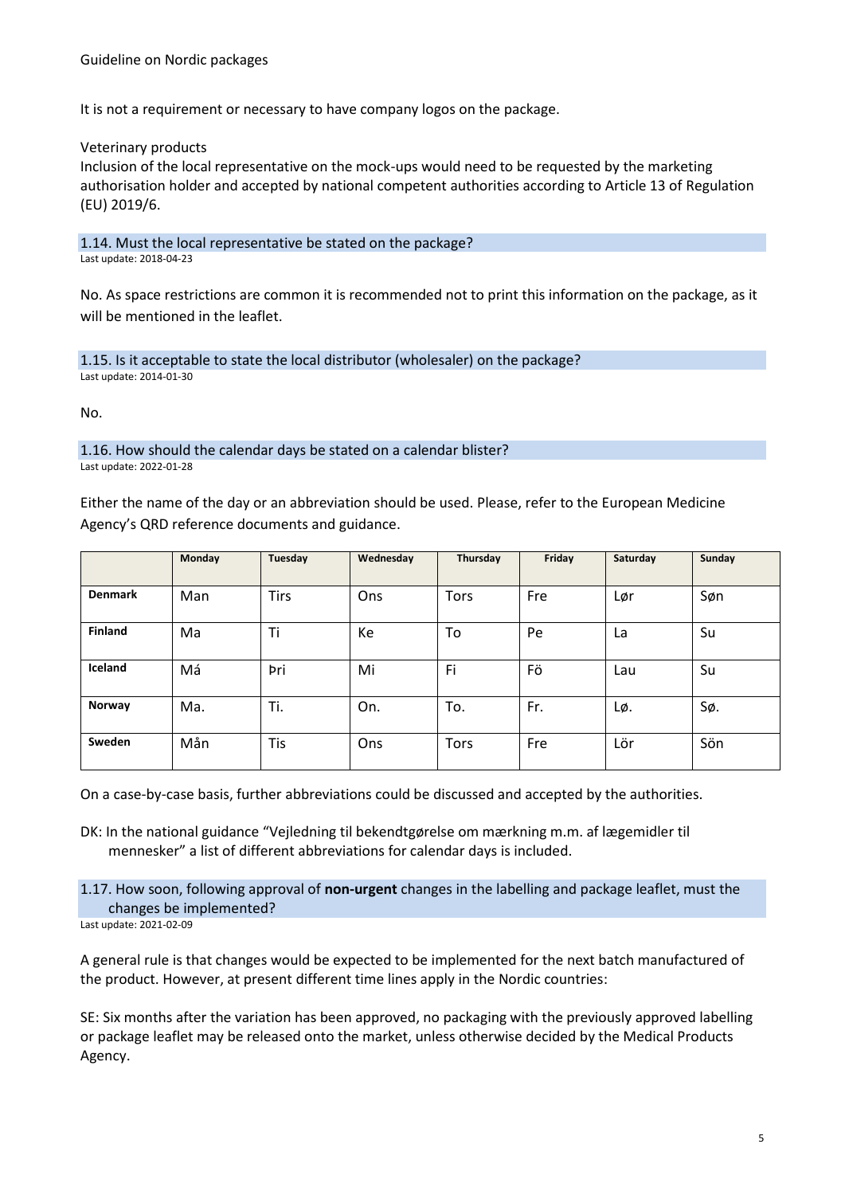It is not a requirement or necessary to have company logos on the package.

Veterinary products
Inclusion of the local representative on the mock-ups would need to be requested by the marketing authorisation holder and accepted by national competent authorities according to Article 13 of Regulation (EU) 2019/6.

### 1.14. Must the local representative be stated on the package?

Last update: 2018-04-23

No. As space restrictions are common it is recommended not to print this information on the package, as it will be mentioned in the leaflet.

### 1.15. Is it acceptable to state the local distributor (wholesaler) on the package?

Last update: 2014-01-30

No.

### 1.16. How should the calendar days be stated on a calendar blister?

Last update: 2022-01-28

Either the name of the day or an abbreviation should be used. Please, refer to the European Medicine Agency's QRD reference documents and guidance.

| | Monday | Tuesday | Wednesday | Thursday | Friday | Saturday | Sunday |
|---|---|---|---|---|---|---|---|
| **Denmark** | Man | Tirs | Ons | Tors | Fre | Lør | Søn |
| **Finland** | Ma | Ti | Ke | To | Pe | La | Su |
| **Iceland** | Má | Þri | Mi | Fi | Fö | Lau | Su |
| **Norway** | Ma. | Ti. | On. | To. | Fr. | Lø. | Sø. |
| **Sweden** | Mån | Tis | Ons | Tors | Fre | Lör | Sön |

On a case-by-case basis, further abbreviations could be discussed and accepted by the authorities.

DK: In the national guidance "Vejledning til bekendtgørelse om mærkning m.m. af lægemidler til mennesker" a list of different abbreviations for calendar days is included.

### 1.17. How soon, following approval of **non-urgent** changes in the labelling and package leaflet, must the changes be implemented?

Last update: 2021-02-09

A general rule is that changes would be expected to be implemented for the next batch manufactured of the product. However, at present different time lines apply in the Nordic countries:

SE: Six months after the variation has been approved, no packaging with the previously approved labelling or package leaflet may be released onto the market, unless otherwise decided by the Medical Products Agency.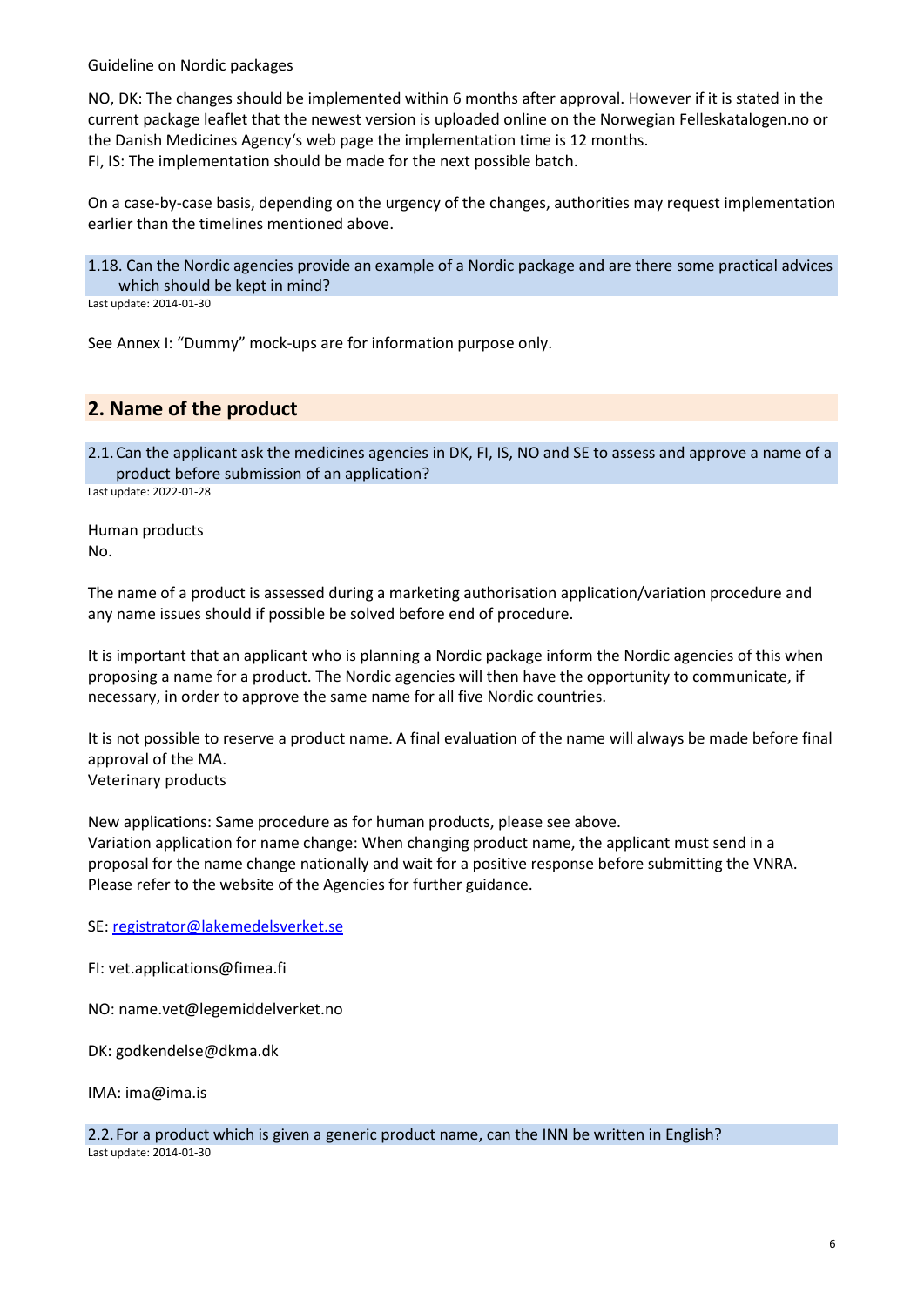Guideline on Nordic packages

NO, DK: The changes should be implemented within 6 months after approval. However if it is stated in the current package leaflet that the newest version is uploaded online on the Norwegian Felleskatalogen.no or the Danish Medicines Agency's web page the implementation time is 12 months.
FI, IS: The implementation should be made for the next possible batch.

On a case-by-case basis, depending on the urgency of the changes, authorities may request implementation earlier than the timelines mentioned above.

### 1.18. Can the Nordic agencies provide an example of a Nordic package and are there some practical advices which should be kept in mind?

Last update: 2014-01-30

See Annex I: "Dummy" mock-ups are for information purpose only.

## 2. Name of the product

### 2.1. Can the applicant ask the medicines agencies in DK, FI, IS, NO and SE to assess and approve a name of a product before submission of an application?

Last update: 2022-01-28

Human products
No.

The name of a product is assessed during a marketing authorisation application/variation procedure and any name issues should if possible be solved before end of procedure.

It is important that an applicant who is planning a Nordic package inform the Nordic agencies of this when proposing a name for a product. The Nordic agencies will then have the opportunity to communicate, if necessary, in order to approve the same name for all five Nordic countries.

It is not possible to reserve a product name. A final evaluation of the name will always be made before final approval of the MA.
Veterinary products

New applications: Same procedure as for human products, please see above.
Variation application for name change: When changing product name, the applicant must send in a proposal for the name change nationally and wait for a positive response before submitting the VNRA. Please refer to the website of the Agencies for further guidance.

SE: registrator@lakemedelsverket.se

FI: vet.applications@fimea.fi

NO: name.vet@legemiddelverket.no

DK: godkendelse@dkma.dk

IMA: ima@ima.is

### 2.2. For a product which is given a generic product name, can the INN be written in English?

Last update: 2014-01-30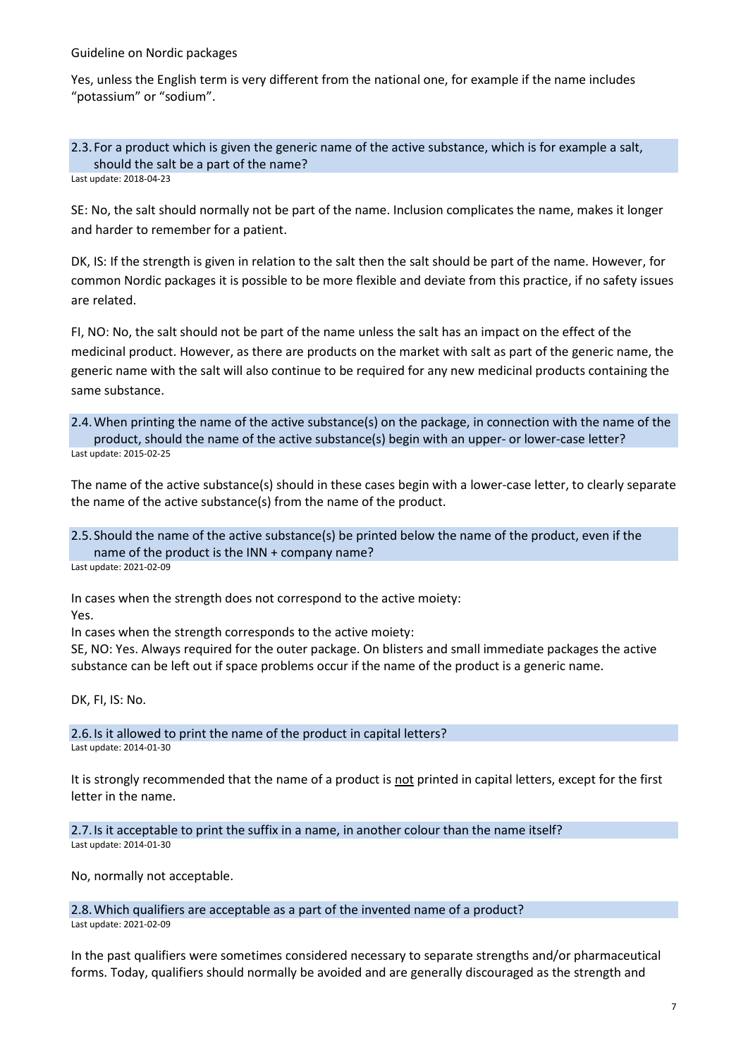Yes, unless the English term is very different from the national one, for example if the name includes “potassium” or “sodium”.

### 2.3. For a product which is given the generic name of the active substance, which is for example a salt, should the salt be a part of the name?

Last update: 2018-04-23

SE: No, the salt should normally not be part of the name. Inclusion complicates the name, makes it longer and harder to remember for a patient.

DK, IS: If the strength is given in relation to the salt then the salt should be part of the name. However, for common Nordic packages it is possible to be more flexible and deviate from this practice, if no safety issues are related.

FI, NO: No, the salt should not be part of the name unless the salt has an impact on the effect of the medicinal product. However, as there are products on the market with salt as part of the generic name, the generic name with the salt will also continue to be required for any new medicinal products containing the same substance.

### 2.4. When printing the name of the active substance(s) on the package, in connection with the name of the product, should the name of the active substance(s) begin with an upper- or lower-case letter?

Last update: 2015-02-25

The name of the active substance(s) should in these cases begin with a lower-case letter, to clearly separate the name of the active substance(s) from the name of the product.

### 2.5. Should the name of the active substance(s) be printed below the name of the product, even if the name of the product is the INN + company name?

Last update: 2021-02-09

In cases when the strength does not correspond to the active moiety:
Yes.
In cases when the strength corresponds to the active moiety:
SE, NO: Yes. Always required for the outer package. On blisters and small immediate packages the active substance can be left out if space problems occur if the name of the product is a generic name.

DK, FI, IS: No.

### 2.6. Is it allowed to print the name of the product in capital letters?

Last update: 2014-01-30

It is strongly recommended that the name of a product is <u>not</u> printed in capital letters, except for the first letter in the name.

### 2.7. Is it acceptable to print the suffix in a name, in another colour than the name itself?

Last update: 2014-01-30

No, normally not acceptable.

### 2.8. Which qualifiers are acceptable as a part of the invented name of a product?

Last update: 2021-02-09

In the past qualifiers were sometimes considered necessary to separate strengths and/or pharmaceutical forms. Today, qualifiers should normally be avoided and are generally discouraged as the strength and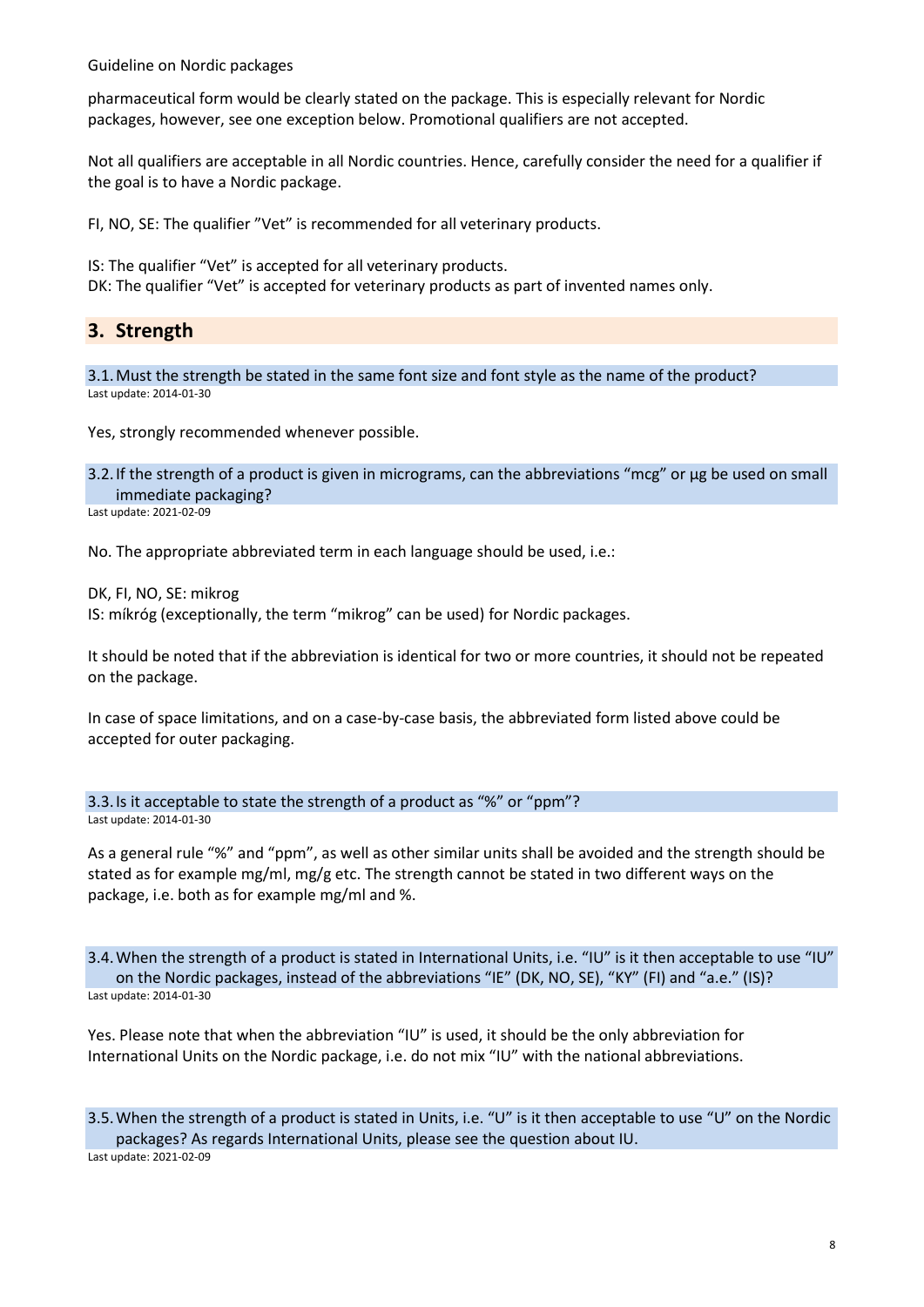pharmaceutical form would be clearly stated on the package. This is especially relevant for Nordic packages, however, see one exception below. Promotional qualifiers are not accepted.

Not all qualifiers are acceptable in all Nordic countries. Hence, carefully consider the need for a qualifier if the goal is to have a Nordic package.

FI, NO, SE: The qualifier "Vet" is recommended for all veterinary products.

IS: The qualifier "Vet" is accepted for all veterinary products.
DK: The qualifier "Vet" is accepted for veterinary products as part of invented names only.

## 3. Strength

### 3.1. Must the strength be stated in the same font size and font style as the name of the product?

Last update: 2014-01-30

Yes, strongly recommended whenever possible.

### 3.2. If the strength of a product is given in micrograms, can the abbreviations "mcg" or µg be used on small immediate packaging?

Last update: 2021-02-09

No. The appropriate abbreviated term in each language should be used, i.e.:

DK, FI, NO, SE: mikrog
IS: míkróg (exceptionally, the term "mikrog" can be used) for Nordic packages.

It should be noted that if the abbreviation is identical for two or more countries, it should not be repeated on the package.

In case of space limitations, and on a case-by-case basis, the abbreviated form listed above could be accepted for outer packaging.

### 3.3. Is it acceptable to state the strength of a product as "%" or "ppm"?

Last update: 2014-01-30

As a general rule "%" and "ppm", as well as other similar units shall be avoided and the strength should be stated as for example mg/ml, mg/g etc. The strength cannot be stated in two different ways on the package, i.e. both as for example mg/ml and %.

### 3.4. When the strength of a product is stated in International Units, i.e. "IU" is it then acceptable to use "IU" on the Nordic packages, instead of the abbreviations "IE" (DK, NO, SE), "KY" (FI) and "a.e." (IS)?

Last update: 2014-01-30

Yes. Please note that when the abbreviation "IU" is used, it should be the only abbreviation for International Units on the Nordic package, i.e. do not mix "IU" with the national abbreviations.

### 3.5. When the strength of a product is stated in Units, i.e. "U" is it then acceptable to use "U" on the Nordic packages? As regards International Units, please see the question about IU.

Last update: 2021-02-09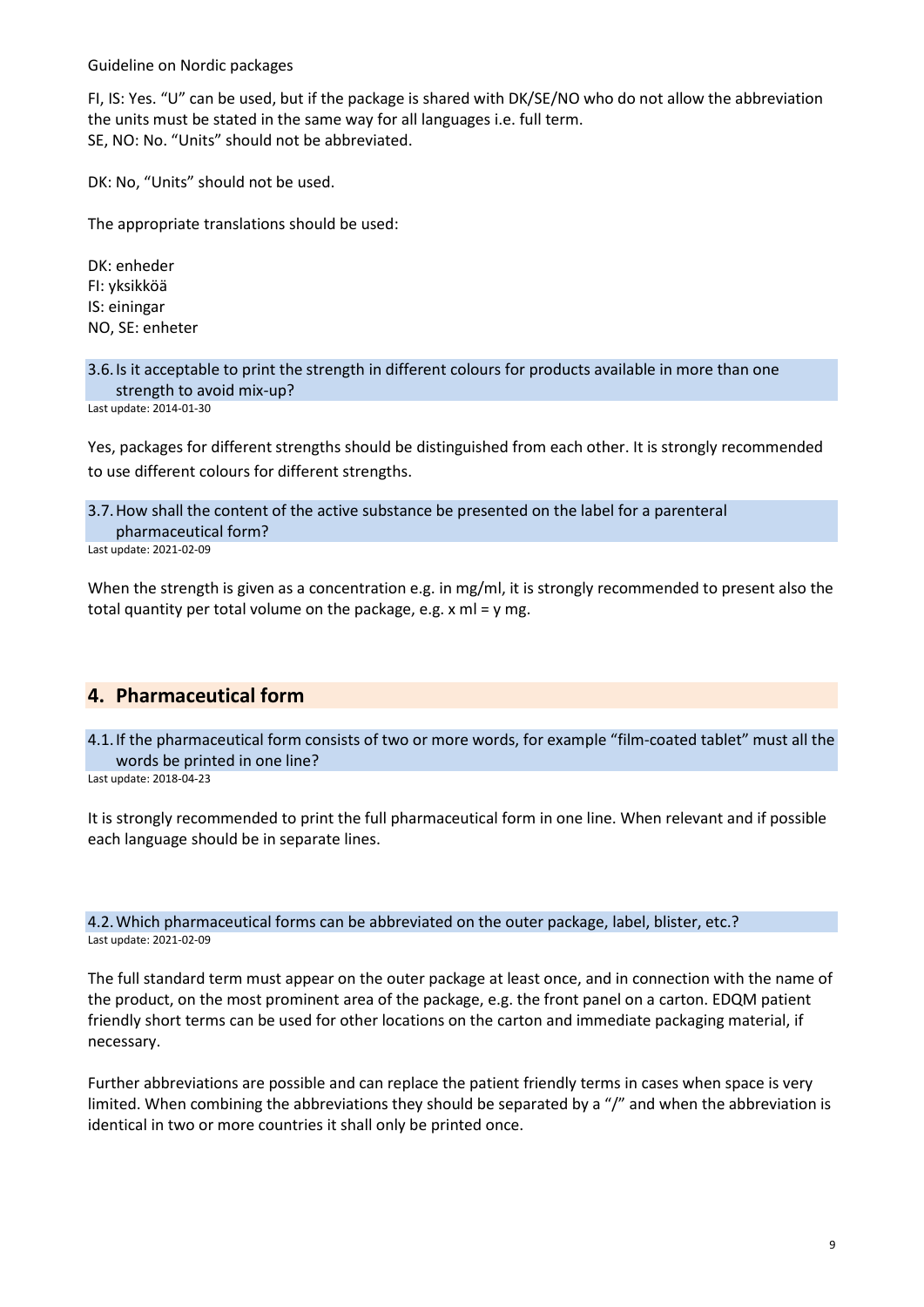FI, IS: Yes. “U” can be used, but if the package is shared with DK/SE/NO who do not allow the abbreviation the units must be stated in the same way for all languages i.e. full term.
SE, NO: No. “Units” should not be abbreviated.

DK: No, “Units” should not be used.

The appropriate translations should be used:

DK: enheder
FI: yksikköä
IS: einingar
NO, SE: enheter

### 3.6. Is it acceptable to print the strength in different colours for products available in more than one strength to avoid mix-up?

Last update: 2014-01-30

Yes, packages for different strengths should be distinguished from each other. It is strongly recommended to use different colours for different strengths.

### 3.7. How shall the content of the active substance be presented on the label for a parenteral pharmaceutical form?

Last update: 2021-02-09

When the strength is given as a concentration e.g. in mg/ml, it is strongly recommended to present also the total quantity per total volume on the package, e.g. x ml = y mg.

## 4. Pharmaceutical form

### 4.1. If the pharmaceutical form consists of two or more words, for example “film-coated tablet” must all the words be printed in one line?

Last update: 2018-04-23

It is strongly recommended to print the full pharmaceutical form in one line. When relevant and if possible each language should be in separate lines.

### 4.2. Which pharmaceutical forms can be abbreviated on the outer package, label, blister, etc.?

Last update: 2021-02-09

The full standard term must appear on the outer package at least once, and in connection with the name of the product, on the most prominent area of the package, e.g. the front panel on a carton. EDQM patient friendly short terms can be used for other locations on the carton and immediate packaging material, if necessary.

Further abbreviations are possible and can replace the patient friendly terms in cases when space is very limited. When combining the abbreviations they should be separated by a “/” and when the abbreviation is identical in two or more countries it shall only be printed once.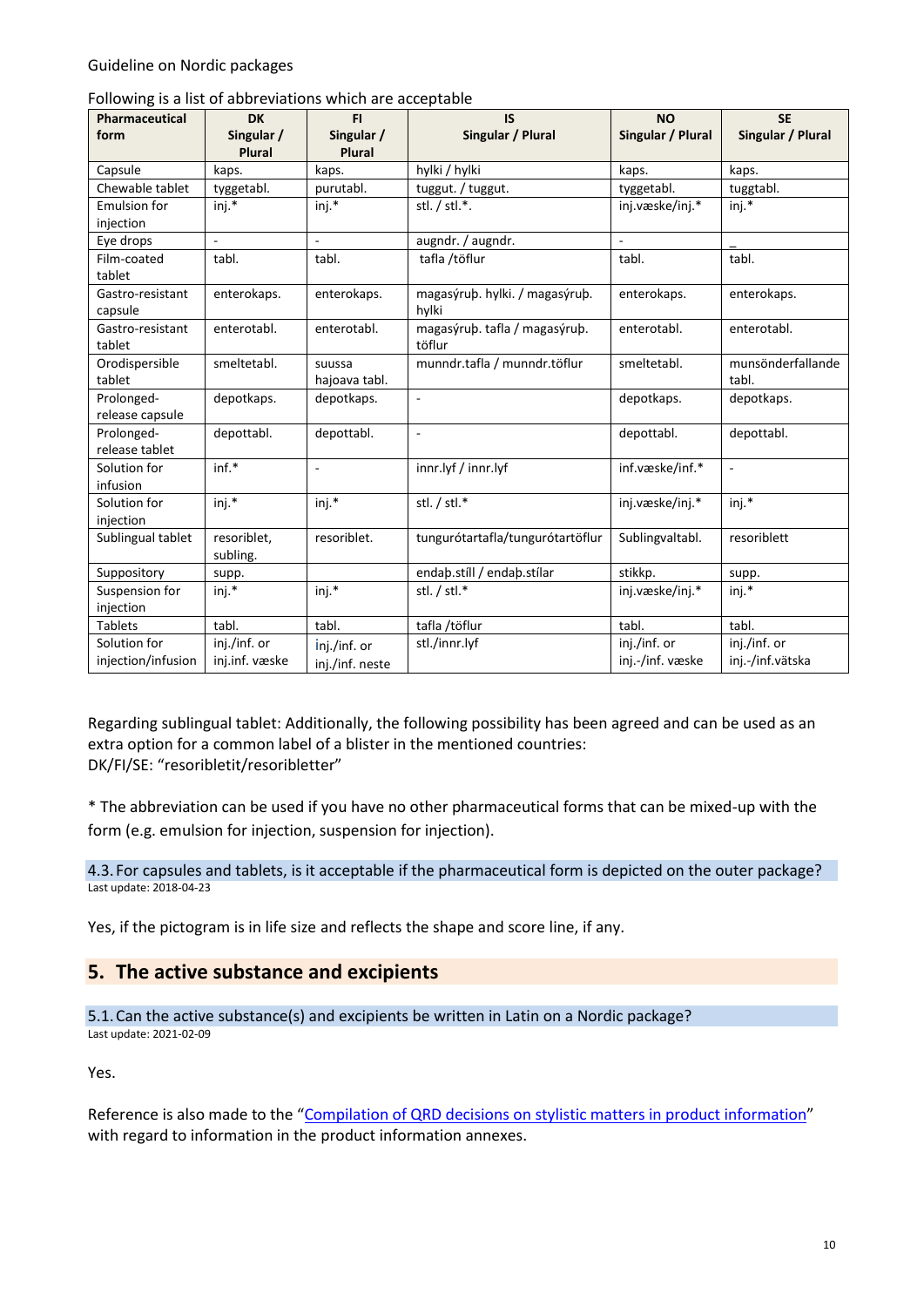Guideline on Nordic packages

Following is a list of abbreviations which are acceptable

| Pharmaceutical form | DK Singular / Plural | FI Singular / Plural | IS Singular / Plural | NO Singular / Plural | SE Singular / Plural |
|---|---|---|---|---|---|
| Capsule | kaps. | kaps. | hylki / hylki | kaps. | kaps. |
| Chewable tablet | tyggetabl. | purutabl. | tuggut. / tuggut. | tyggetabl. | tuggtabl. |
| Emulsion for injection | inj.* | inj.* | stl. / stl.*. | inj.væske/inj.* | inj.* |
| Eye drops | - | - | augndr. / augndr. | - | _ |
| Film-coated tablet | tabl. | tabl. | tafla /töflur | tabl. | tabl. |
| Gastro-resistant capsule | enterokaps. | enterokaps. | magasýruþ. hylki. / magasýruþ. hylki | enterokaps. | enterokaps. |
| Gastro-resistant tablet | enterotabl. | enterotabl. | magasýruþ. tafla / magasýruþ. töflur | enterotabl. | enterotabl. |
| Orodispersible tablet | smeltetabl. | suussa hajoava tabl. | munndr.tafla / munndr.töflur | smeltetabl. | munsönderfallande tabl. |
| Prolonged-release capsule | depotkaps. | depotkaps. | - | depotkaps. | depotkaps. |
| Prolonged-release tablet | depottabl. | depottabl. | - | depottabl. | depottabl. |
| Solution for infusion | inf.* | - | innr.lyf / innr.lyf | inf.væske/inf.* | - |
| Solution for injection | inj.* | inj.* | stl. / stl.* | inj.væske/inj.* | inj.* |
| Sublingual tablet | resoriblet, subling. | resoriblet. | tungurótartafla/tungurótartöflur | Sublingvaltabl. | resoriblett |
| Suppository | supp. | | endaþ.stíll / endaþ.stílar | stikkp. | supp. |
| Suspension for injection | inj.* | inj.* | stl. / stl.* | inj.væske/inj.* | inj.* |
| Tablets | tabl. | tabl. | tafla /töflur | tabl. | tabl. |
| Solution for injection/infusion | inj./inf. or inj.inf. væske | inj./inf. or inj./inf. neste | stl./innr.lyf | inj./inf. or inj.-/inf. væske | inj./inf. or inj.-/inf.vätska |

Regarding sublingual tablet: Additionally, the following possibility has been agreed and can be used as an extra option for a common label of a blister in the mentioned countries:
DK/FI/SE: "resoribletit/resoribletter"

* The abbreviation can be used if you have no other pharmaceutical forms that can be mixed-up with the form (e.g. emulsion for injection, suspension for injection).

### 4.3. For capsules and tablets, is it acceptable if the pharmaceutical form is depicted on the outer package?

Last update: 2018-04-23

Yes, if the pictogram is in life size and reflects the shape and score line, if any.

## 5. The active substance and excipients

### 5.1. Can the active substance(s) and excipients be written in Latin on a Nordic package?

Last update: 2021-02-09

Yes.

Reference is also made to the "Compilation of QRD decisions on stylistic matters in product information" with regard to information in the product information annexes.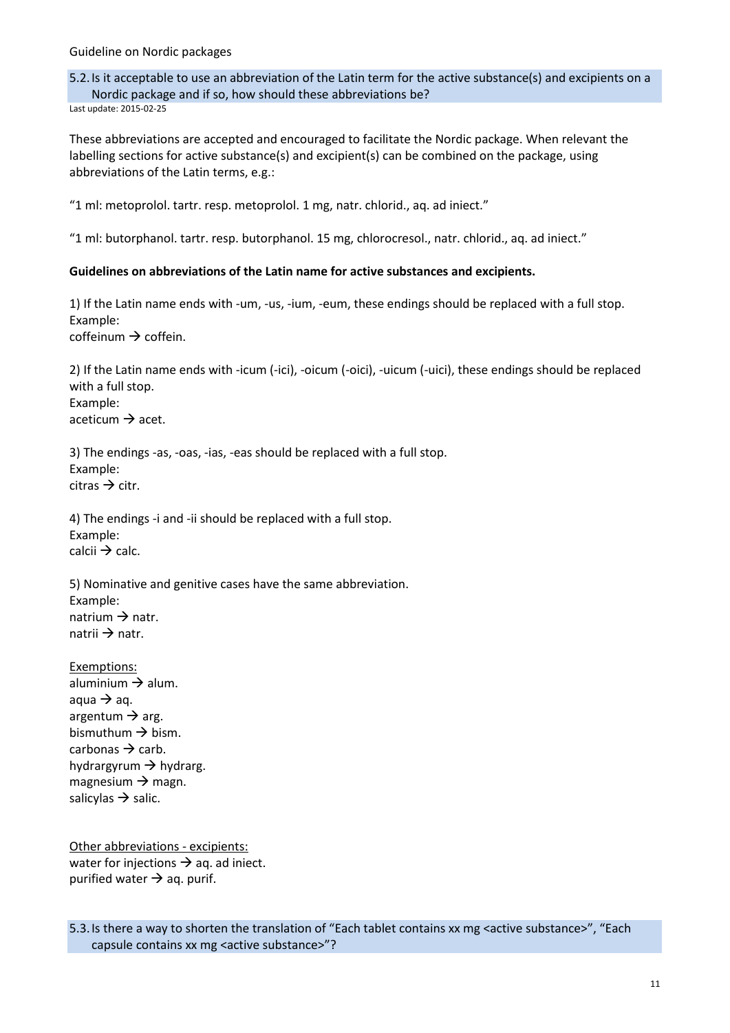## 5.2. Is it acceptable to use an abbreviation of the Latin term for the active substance(s) and excipients on a Nordic package and if so, how should these abbreviations be?

Last update: 2015-02-25

These abbreviations are accepted and encouraged to facilitate the Nordic package. When relevant the labelling sections for active substance(s) and excipient(s) can be combined on the package, using abbreviations of the Latin terms, e.g.:

"1 ml: metoprolol. tartr. resp. metoprolol. 1 mg, natr. chlorid., aq. ad iniect."

"1 ml: butorphanol. tartr. resp. butorphanol. 15 mg, chlorocresol., natr. chlorid., aq. ad iniect."

**Guidelines on abbreviations of the Latin name for active substances and excipients.**

1) If the Latin name ends with -um, -us, -ium, -eum, these endings should be replaced with a full stop.
Example:
coffeinum → coffein.

2) If the Latin name ends with -icum (-ici), -oicum (-oici), -uicum (-uici), these endings should be replaced with a full stop.
Example:
aceticum → acet.

3) The endings -as, -oas, -ias, -eas should be replaced with a full stop.
Example:
citras → citr.

4) The endings -i and -ii should be replaced with a full stop.
Example:
calcii → calc.

5) Nominative and genitive cases have the same abbreviation.
Example:
natrium → natr.
natrii → natr.

<u>Exemptions:</u>
aluminium → alum.
aqua → aq.
argentum → arg.
bismuthum → bism.
carbonas → carb.
hydrargyrum → hydrarg.
magnesium → magn.
salicylas → salic.

<u>Other abbreviations - excipients:</u>
water for injections → aq. ad iniect.
purified water → aq. purif.

## 5.3. Is there a way to shorten the translation of "Each tablet contains xx mg <active substance>", "Each capsule contains xx mg <active substance>"?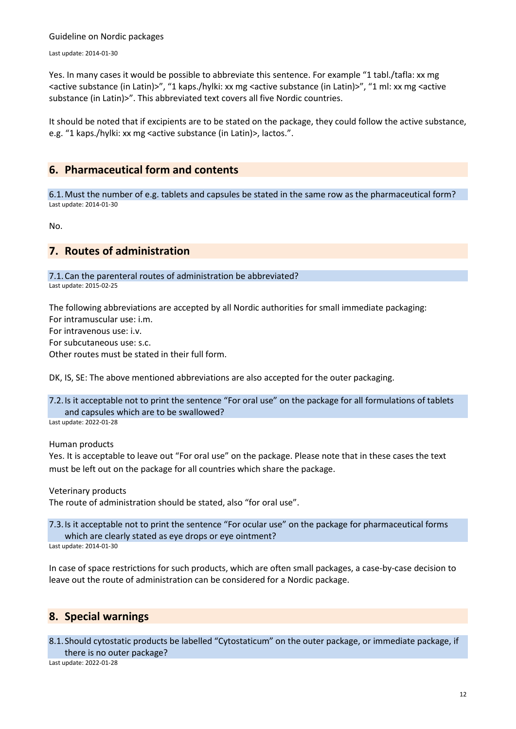Yes. In many cases it would be possible to abbreviate this sentence. For example "1 tabl./tafla: xx mg <active substance (in Latin)>", "1 kaps./hylki: xx mg <active substance (in Latin)>", "1 ml: xx mg <active substance (in Latin)>". This abbreviated text covers all five Nordic countries.

It should be noted that if excipients are to be stated on the package, they could follow the active substance, e.g. "1 kaps./hylki: xx mg <active substance (in Latin)>, lactos.".

## 6. Pharmaceutical form and contents

### 6.1. Must the number of e.g. tablets and capsules be stated in the same row as the pharmaceutical form?

Last update: 2014-01-30

No.

## 7. Routes of administration

### 7.1. Can the parenteral routes of administration be abbreviated?

Last update: 2015-02-25

The following abbreviations are accepted by all Nordic authorities for small immediate packaging:
For intramuscular use: i.m.
For intravenous use: i.v.
For subcutaneous use: s.c.
Other routes must be stated in their full form.

DK, IS, SE: The above mentioned abbreviations are also accepted for the outer packaging.

### 7.2. Is it acceptable not to print the sentence "For oral use" on the package for all formulations of tablets and capsules which are to be swallowed?

Last update: 2022-01-28

Human products
Yes. It is acceptable to leave out "For oral use" on the package. Please note that in these cases the text must be left out on the package for all countries which share the package.

Veterinary products
The route of administration should be stated, also "for oral use".

### 7.3. Is it acceptable not to print the sentence "For ocular use" on the package for pharmaceutical forms which are clearly stated as eye drops or eye ointment?

Last update: 2014-01-30

In case of space restrictions for such products, which are often small packages, a case-by-case decision to leave out the route of administration can be considered for a Nordic package.

## 8. Special warnings

### 8.1. Should cytostatic products be labelled "Cytostaticum" on the outer package, or immediate package, if there is no outer package?

Last update: 2022-01-28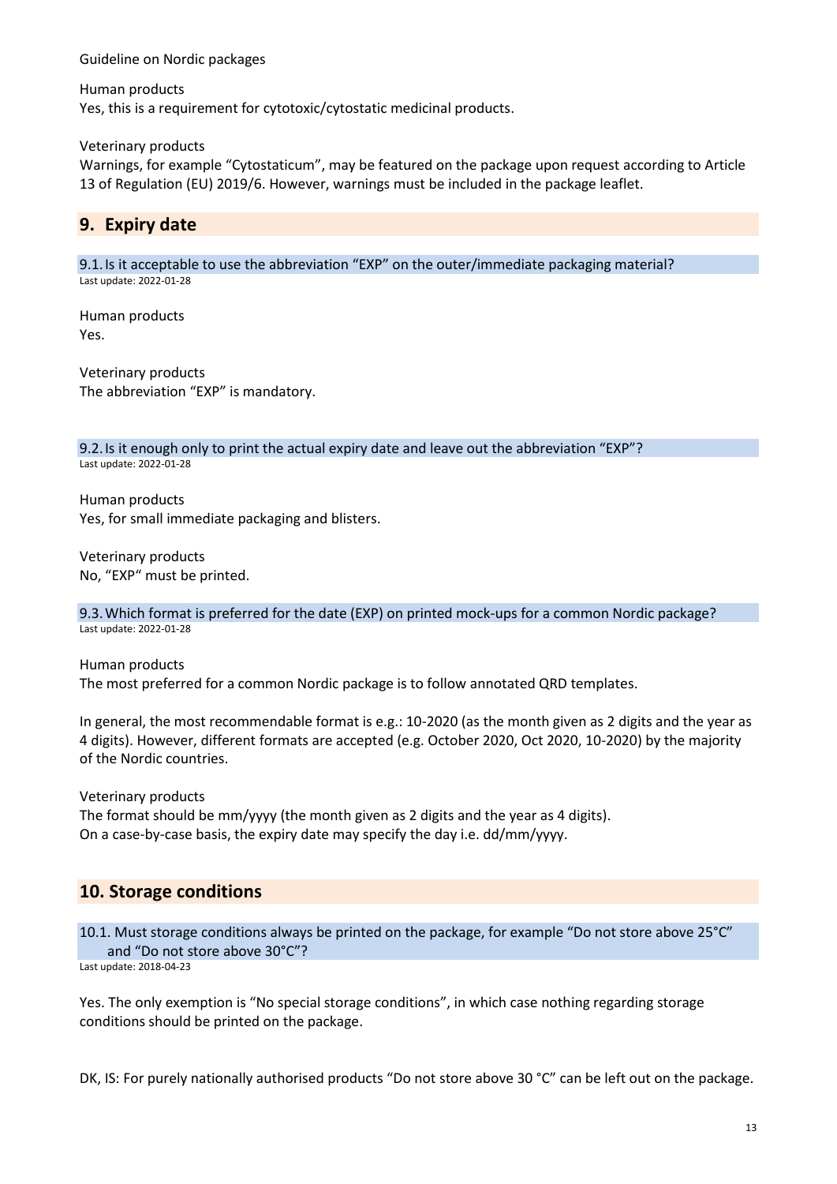Human products

Yes, this is a requirement for cytotoxic/cytostatic medicinal products.

Veterinary products

Warnings, for example "Cytostaticum", may be featured on the package upon request according to Article 13 of Regulation (EU) 2019/6. However, warnings must be included in the package leaflet.

## 9. Expiry date

### 9.1. Is it acceptable to use the abbreviation "EXP" on the outer/immediate packaging material?

Last update: 2022-01-28

Human products

Yes.

Veterinary products

The abbreviation "EXP" is mandatory.

### 9.2. Is it enough only to print the actual expiry date and leave out the abbreviation "EXP"?

Last update: 2022-01-28

Human products

Yes, for small immediate packaging and blisters.

Veterinary products

No, "EXP" must be printed.

### 9.3. Which format is preferred for the date (EXP) on printed mock-ups for a common Nordic package?

Last update: 2022-01-28

Human products

The most preferred for a common Nordic package is to follow annotated QRD templates.

In general, the most recommendable format is e.g.: 10-2020 (as the month given as 2 digits and the year as 4 digits). However, different formats are accepted (e.g. October 2020, Oct 2020, 10-2020) by the majority of the Nordic countries.

Veterinary products

The format should be mm/yyyy (the month given as 2 digits and the year as 4 digits).
On a case-by-case basis, the expiry date may specify the day i.e. dd/mm/yyyy.

## 10. Storage conditions

### 10.1. Must storage conditions always be printed on the package, for example "Do not store above 25°C" and "Do not store above 30°C"?

Last update: 2018-04-23

Yes. The only exemption is "No special storage conditions", in which case nothing regarding storage conditions should be printed on the package.

DK, IS: For purely nationally authorised products "Do not store above 30 °C" can be left out on the package.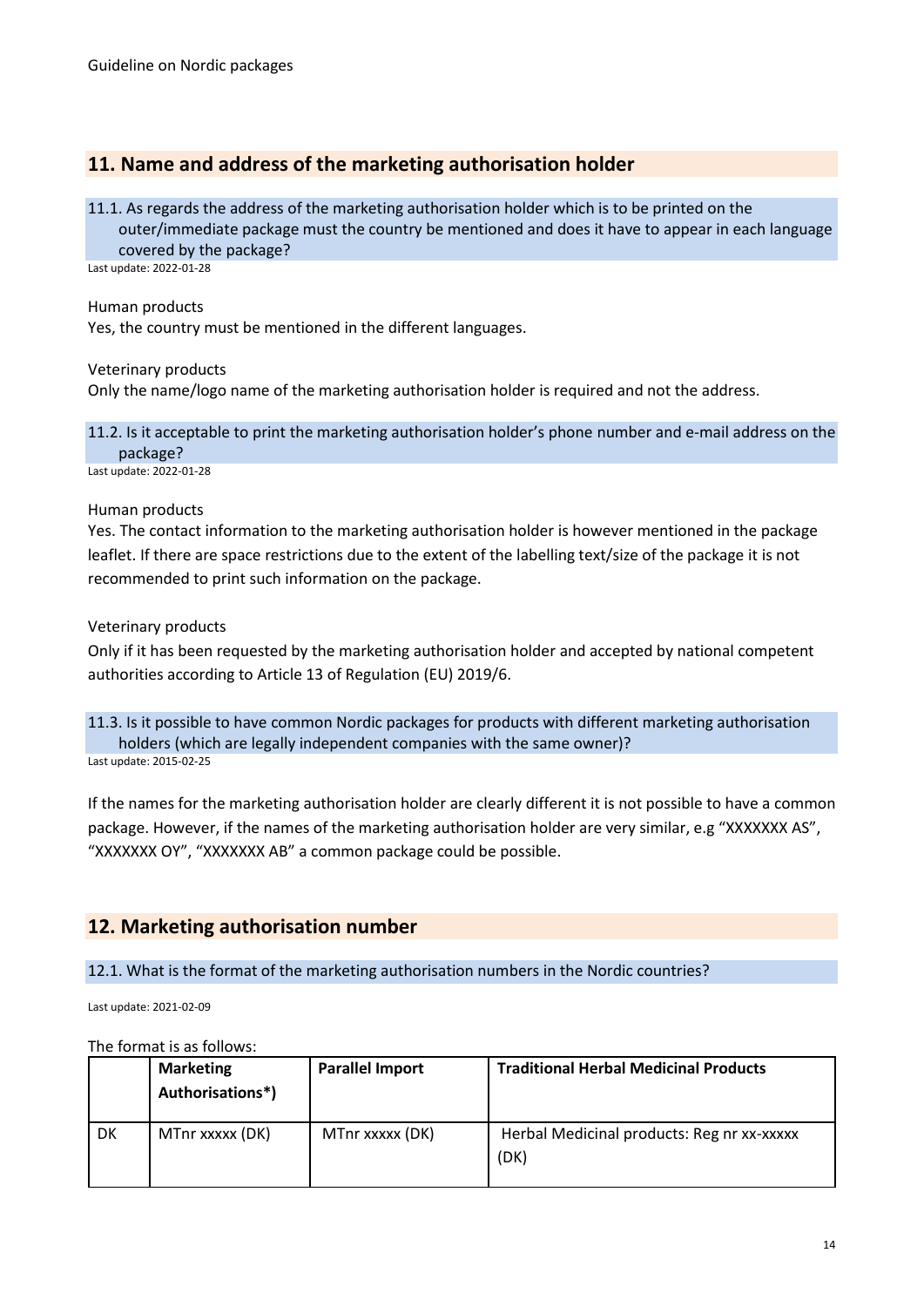## 11. Name and address of the marketing authorisation holder

### 11.1. As regards the address of the marketing authorisation holder which is to be printed on the outer/immediate package must the country be mentioned and does it have to appear in each language covered by the package?

Last update: 2022-01-28

Human products

Yes, the country must be mentioned in the different languages.

Veterinary products

Only the name/logo name of the marketing authorisation holder is required and not the address.

### 11.2. Is it acceptable to print the marketing authorisation holder's phone number and e-mail address on the package?

Last update: 2022-01-28

Human products

Yes. The contact information to the marketing authorisation holder is however mentioned in the package leaflet. If there are space restrictions due to the extent of the labelling text/size of the package it is not recommended to print such information on the package.

Veterinary products

Only if it has been requested by the marketing authorisation holder and accepted by national competent authorities according to Article 13 of Regulation (EU) 2019/6.

### 11.3. Is it possible to have common Nordic packages for products with different marketing authorisation holders (which are legally independent companies with the same owner)?

Last update: 2015-02-25

If the names for the marketing authorisation holder are clearly different it is not possible to have a common package. However, if the names of the marketing authorisation holder are very similar, e.g "XXXXXXX AS", "XXXXXXX OY", "XXXXXXX AB" a common package could be possible.

## 12. Marketing authorisation number

### 12.1. What is the format of the marketing authorisation numbers in the Nordic countries?

Last update: 2021-02-09

The format is as follows:

| | **Marketing Authorisations*)** | **Parallel Import** | **Traditional Herbal Medicinal Products** |
|---|---|---|---|
| DK | MTnr xxxxx (DK) | MTnr xxxxx (DK) | Herbal Medicinal products: Reg nr xx-xxxxx (DK) |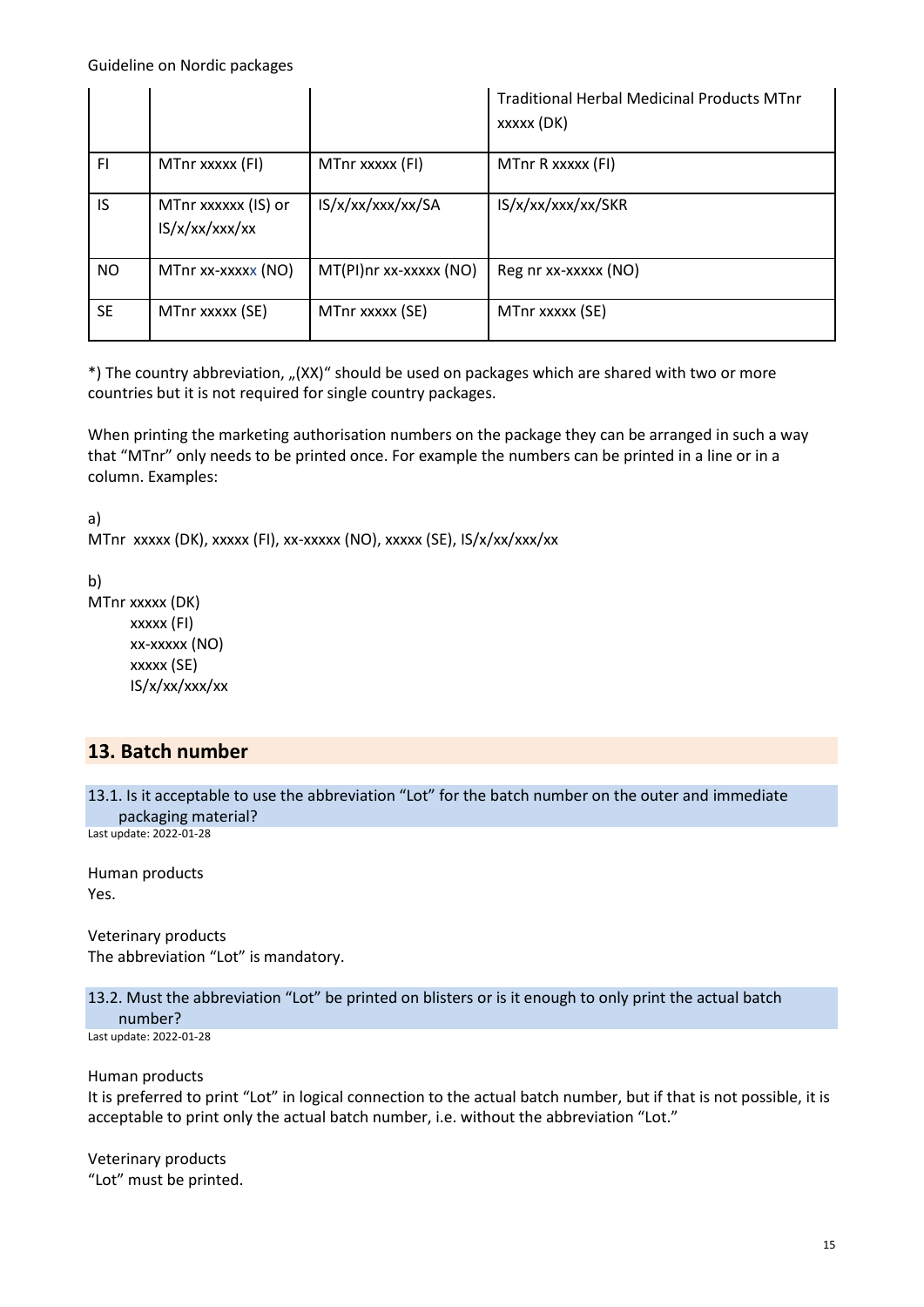| | | | Traditional Herbal Medicinal Products MTnr xxxxx (DK) |
|---|---|---|---|
| FI | MTnr xxxxx (FI) | MTnr xxxxx (FI) | MTnr R xxxxx (FI) |
| IS | MTnr xxxxxx (IS) or IS/x/xx/xxx/xx | IS/x/xx/xxx/xx/SA | IS/x/xx/xxx/xx/SKR |
| NO | MTnr xx-xxxxx (NO) | MT(PI)nr xx-xxxxx (NO) | Reg nr xx-xxxxx (NO) |
| SE | MTnr xxxxx (SE) | MTnr xxxxx (SE) | MTnr xxxxx (SE) |

*) The country abbreviation, „(XX)“ should be used on packages which are shared with two or more countries but it is not required for single country packages.

When printing the marketing authorisation numbers on the package they can be arranged in such a way that “MTnr” only needs to be printed once. For example the numbers can be printed in a line or in a column. Examples:

a)
MTnr xxxxx (DK), xxxxx (FI), xx-xxxxx (NO), xxxxx (SE), IS/x/xx/xxx/xx

b)
MTnr xxxxx (DK)
xxxxx (FI)
xx-xxxxx (NO)
xxxxx (SE)
IS/x/xx/xxx/xx

## 13. Batch number

### 13.1. Is it acceptable to use the abbreviation “Lot” for the batch number on the outer and immediate packaging material?

Last update: 2022-01-28

Human products
Yes.

Veterinary products
The abbreviation “Lot” is mandatory.

### 13.2. Must the abbreviation “Lot” be printed on blisters or is it enough to only print the actual batch number?

Last update: 2022-01-28

Human products
It is preferred to print “Lot” in logical connection to the actual batch number, but if that is not possible, it is acceptable to print only the actual batch number, i.e. without the abbreviation “Lot.”

Veterinary products
“Lot” must be printed.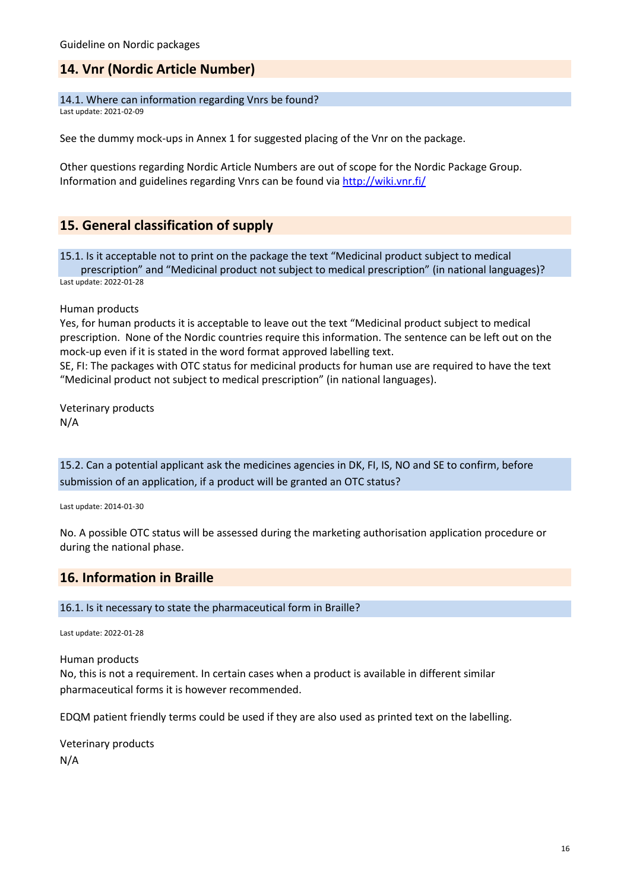## 14. Vnr (Nordic Article Number)

### 14.1. Where can information regarding Vnrs be found?

Last update: 2021-02-09

See the dummy mock-ups in Annex 1 for suggested placing of the Vnr on the package.

Other questions regarding Nordic Article Numbers are out of scope for the Nordic Package Group. Information and guidelines regarding Vnrs can be found via http://wiki.vnr.fi/

## 15. General classification of supply

### 15.1. Is it acceptable not to print on the package the text "Medicinal product subject to medical prescription" and "Medicinal product not subject to medical prescription" (in national languages)?

Last update: 2022-01-28

Human products

Yes, for human products it is acceptable to leave out the text "Medicinal product subject to medical prescription. None of the Nordic countries require this information. The sentence can be left out on the mock-up even if it is stated in the word format approved labelling text.

SE, FI: The packages with OTC status for medicinal products for human use are required to have the text "Medicinal product not subject to medical prescription" (in national languages).

Veterinary products

N/A

### 15.2. Can a potential applicant ask the medicines agencies in DK, FI, IS, NO and SE to confirm, before submission of an application, if a product will be granted an OTC status?

Last update: 2014-01-30

No. A possible OTC status will be assessed during the marketing authorisation application procedure or during the national phase.

## 16. Information in Braille

### 16.1. Is it necessary to state the pharmaceutical form in Braille?

Last update: 2022-01-28

Human products

No, this is not a requirement. In certain cases when a product is available in different similar pharmaceutical forms it is however recommended.

EDQM patient friendly terms could be used if they are also used as printed text on the labelling.

Veterinary products

N/A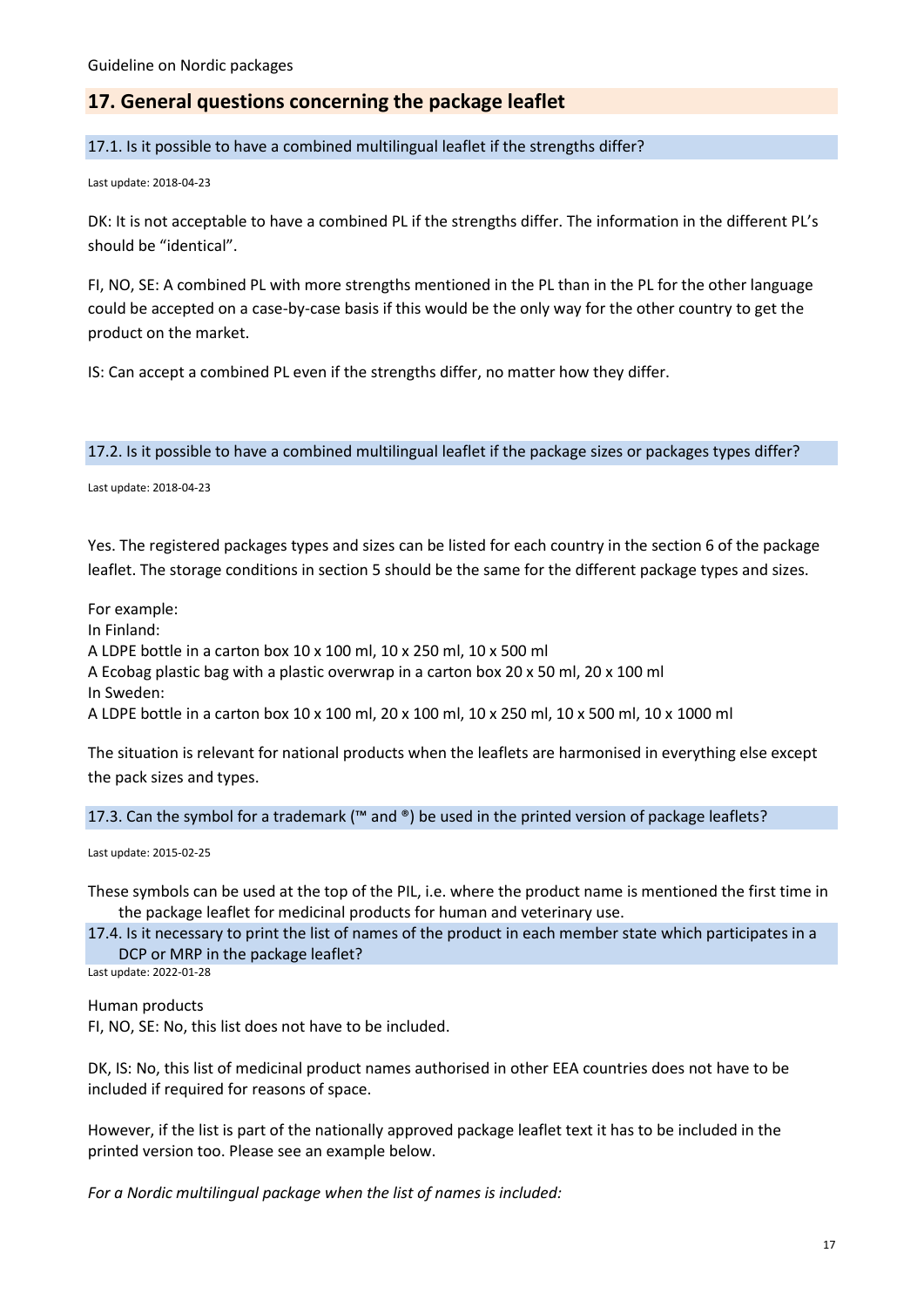## 17. General questions concerning the package leaflet

### 17.1. Is it possible to have a combined multilingual leaflet if the strengths differ?

Last update: 2018-04-23

DK: It is not acceptable to have a combined PL if the strengths differ. The information in the different PL's should be "identical".

FI, NO, SE: A combined PL with more strengths mentioned in the PL than in the PL for the other language could be accepted on a case-by-case basis if this would be the only way for the other country to get the product on the market.

IS: Can accept a combined PL even if the strengths differ, no matter how they differ.

### 17.2. Is it possible to have a combined multilingual leaflet if the package sizes or packages types differ?

Last update: 2018-04-23

Yes. The registered packages types and sizes can be listed for each country in the section 6 of the package leaflet. The storage conditions in section 5 should be the same for the different package types and sizes.

For example:
In Finland:
A LDPE bottle in a carton box 10 x 100 ml, 10 x 250 ml, 10 x 500 ml
A Ecobag plastic bag with a plastic overwrap in a carton box 20 x 50 ml, 20 x 100 ml
In Sweden:
A LDPE bottle in a carton box 10 x 100 ml, 20 x 100 ml, 10 x 250 ml, 10 x 500 ml, 10 x 1000 ml

The situation is relevant for national products when the leaflets are harmonised in everything else except the pack sizes and types.

### 17.3. Can the symbol for a trademark (™ and ®) be used in the printed version of package leaflets?

Last update: 2015-02-25

These symbols can be used at the top of the PIL, i.e. where the product name is mentioned the first time in the package leaflet for medicinal products for human and veterinary use.

### 17.4. Is it necessary to print the list of names of the product in each member state which participates in a DCP or MRP in the package leaflet?

Last update: 2022-01-28

Human products
FI, NO, SE: No, this list does not have to be included.

DK, IS: No, this list of medicinal product names authorised in other EEA countries does not have to be included if required for reasons of space.

However, if the list is part of the nationally approved package leaflet text it has to be included in the printed version too. Please see an example below.

*For a Nordic multilingual package when the list of names is included:*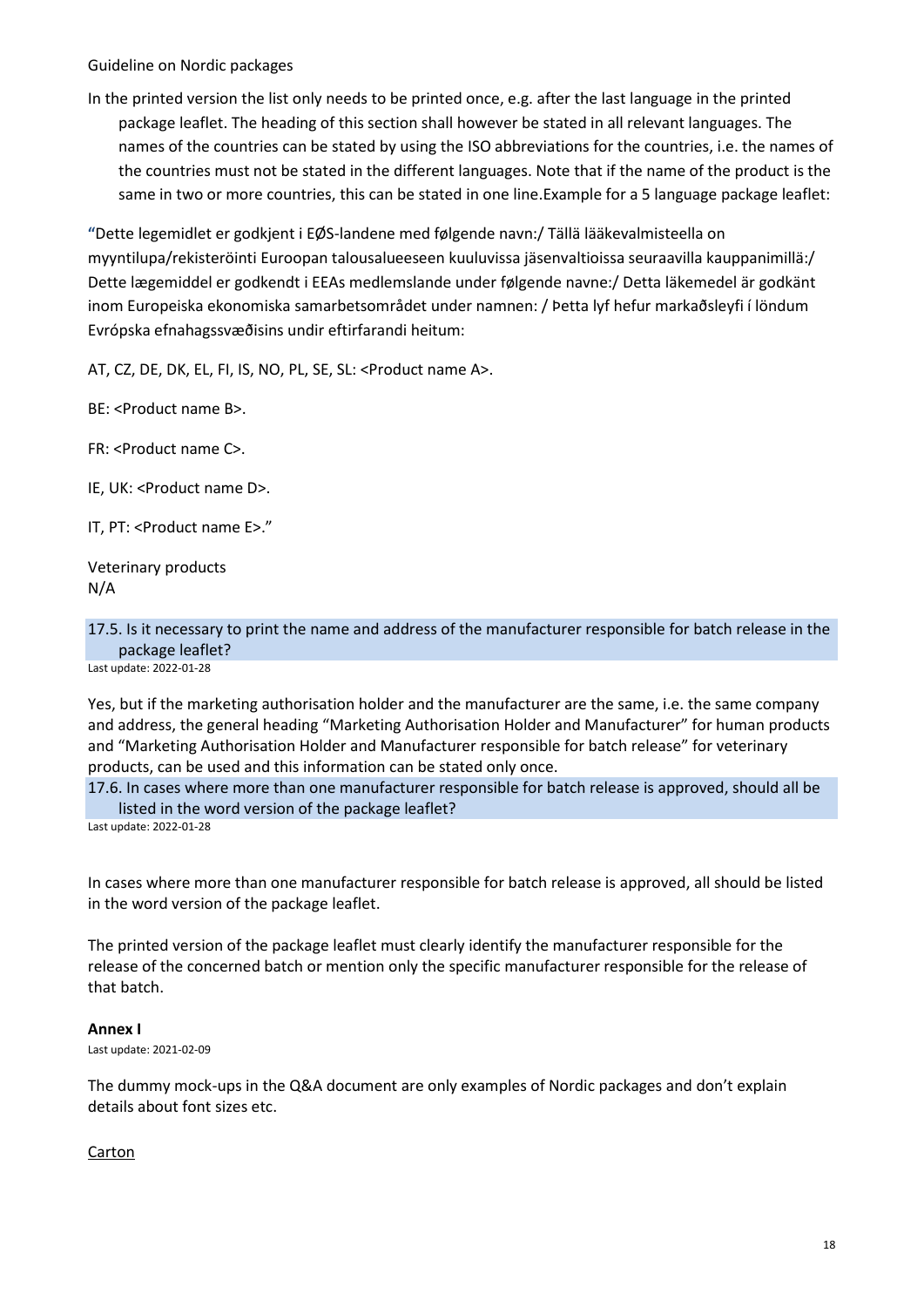In the printed version the list only needs to be printed once, e.g. after the last language in the printed package leaflet. The heading of this section shall however be stated in all relevant languages. The names of the countries can be stated by using the ISO abbreviations for the countries, i.e. the names of the countries must not be stated in the different languages. Note that if the name of the product is the same in two or more countries, this can be stated in one line.Example for a 5 language package leaflet:

"Dette legemidlet er godkjent i EØS-landene med følgende navn:/ Tällä lääkevalmisteella on myyntilupa/rekisteröinti Euroopan talousalueeseen kuuluvissa jäsenvaltioissa seuraavilla kauppanimillä:/ Dette lægemiddel er godkendt i EEAs medlemslande under følgende navne:/ Detta läkemedel är godkänt inom Europeiska ekonomiska samarbetsområdet under namnen: / Þetta lyf hefur markaðsleyfi í löndum Evrópska efnahagssvæðisins undir eftirfarandi heitum:

AT, CZ, DE, DK, EL, FI, IS, NO, PL, SE, SL: <Product name A>.

BE: <Product name B>.

FR: <Product name C>.

IE, UK: <Product name D>.

IT, PT: <Product name E>."

Veterinary products
N/A

### 17.5. Is it necessary to print the name and address of the manufacturer responsible for batch release in the package leaflet?

Last update: 2022-01-28

Yes, but if the marketing authorisation holder and the manufacturer are the same, i.e. the same company and address, the general heading "Marketing Authorisation Holder and Manufacturer" for human products and "Marketing Authorisation Holder and Manufacturer responsible for batch release" for veterinary products, can be used and this information can be stated only once.

### 17.6. In cases where more than one manufacturer responsible for batch release is approved, should all be listed in the word version of the package leaflet?

Last update: 2022-01-28

In cases where more than one manufacturer responsible for batch release is approved, all should be listed in the word version of the package leaflet.

The printed version of the package leaflet must clearly identify the manufacturer responsible for the release of the concerned batch or mention only the specific manufacturer responsible for the release of that batch.

## Annex I

Last update: 2021-02-09

The dummy mock-ups in the Q&A document are only examples of Nordic packages and don't explain details about font sizes etc.

Carton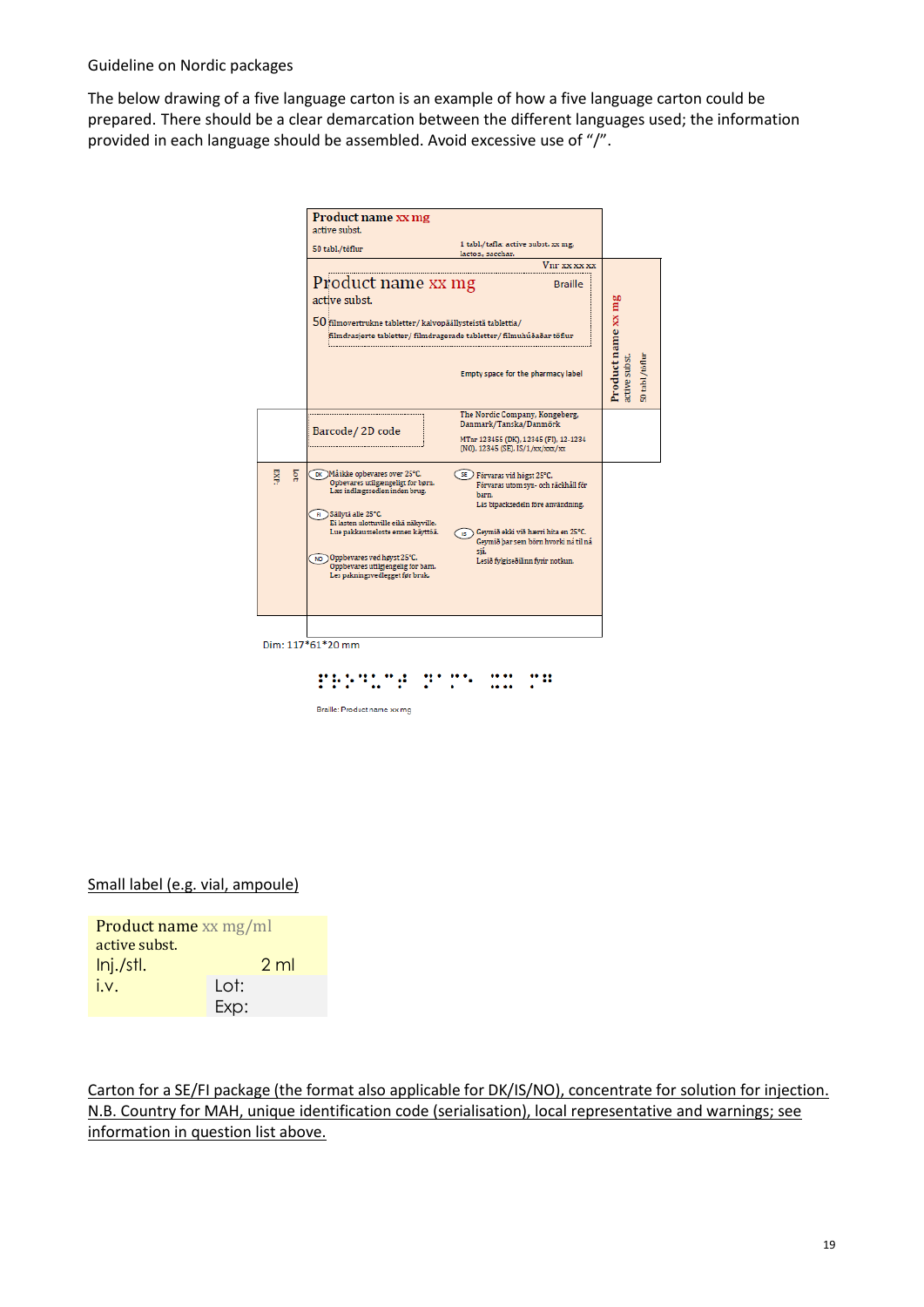Guideline on Nordic packages

The below drawing of a five language carton is an example of how a five language carton could be prepared. There should be a clear demarcation between the different languages used; the information provided in each language should be assembled. Avoid excessive use of "/".

**Product name** xx mg
active subst.
50 tabl./töflur

1 tabl./tafla: active subst. xx mg.
lactos., sacchar.

Vnr xx xx xx

Product name xx mg
active subst.
50 filmovertrukne tabletter/ kalvopäällysteistä tablettia/ filmdrasjerte tabletter/ filmdragerade tabletter/ filmuhúðaðar töflur

Braille

Empty space for the pharmacy label

Barcode/ 2D code

The Nordic Company, Kongeberg, Danmark/Tanska/Danmörk
MTnr 123456 (DK), 12345 (FI), 12-1234 (NO), 12345 (SE), IS/1/xx/xxx/xx

**Product name** xx mg
active subst.
50 tabl./töflur

EXP:
Lot:

DK Må ikke opbevares over 25°C.
Opbevares utilgængeligt for børn.
Læs indlægssedlen inden brug.

FI Säilytä alle 25°C.
Ei lasten ulottuville eikä näkyville.
Lue pakkausseloste ennen käyttöä.

NO Oppbevares ved høyst 25°C.
Oppbevares utilgjengelig for barn.
Les pakningsvedlegget før bruk.

SE Förvaras vid högst 25°C.
Förvaras utom syn- och räckhåll för barn.
Läs bipacksedeln före användning.

IS Geymið ekki við hærri hita en 25°C.
Geymið þar sem börn hvorki ná til ná sjá.
Lesið fylgiseðilinn fyrir notkun.

Dim: 117*61*20 mm

Braille: Product name xx mg

<u>Small label (e.g. vial, ampoule)</u>

| Product name xx mg/ml | |
|---|---|
| active subst. | |
| Inj./stl. | 2 ml |
| i.v. | Lot: |
| | Exp: |

<u>Carton for a SE/FI package (the format also applicable for DK/IS/NO), concentrate for solution for injection. N.B. Country for MAH, unique identification code (serialisation), local representative and warnings; see information in question list above.</u>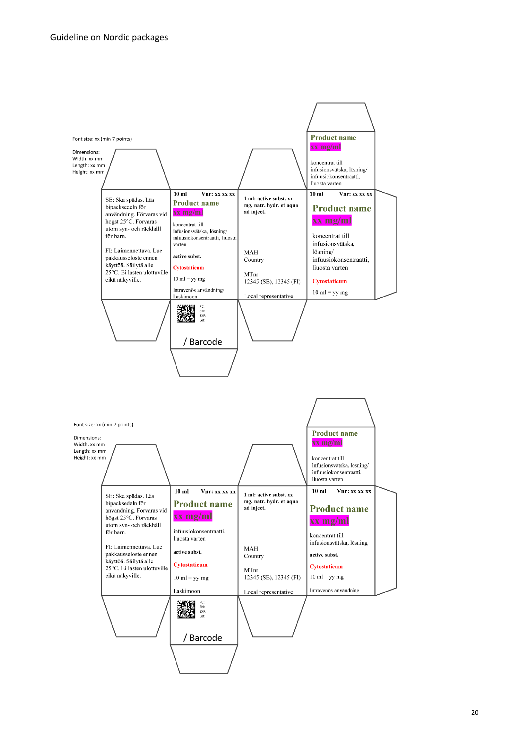Font size: xx (min 7 points)

Dimensions:
Width: xx mm
Length: xx mm
Height: xx mm

SE: Ska spädas. Läs bipacksedeln för användning. Förvaras vid högst 25°C. Förvaras utom syn- och räckhåll för barn.

FI: Laimennettava. Lue pakkausseloste ennen käyttöä. Säilytä alle 25°C. Ei lasten ulottuville eikä näkyville.

10 ml Vnr: xx xx xx

**Product name**

**xx mg/ml**

koncentrat till infusionsvätska, lösning/ infuusiokonsentraatti, liuosta varten

**active subst.**

**Cytostaticum**

10 ml = yy mg

Intravenös användning/ Laskimoon

PC:
SN:
EXP:
Lot:

/ Barcode

**1 ml: active subst. xx mg, natr. hydr. et aqua ad inject.**

MAH
Country

MTnr
12345 (SE), 12345 (FI)

Local representative

10 ml Vnr: xx xx xx

**Product name**

**xx mg/ml**

koncentrat till infusionsvätska, lösning/ infuusiokonsentraatti, liuosta varten

**Cytostaticum**

10 ml = yy mg

**Product name**

**xx mg/ml**

koncentrat till infusionsvätska, lösning/ infuusiokonsentraatti, liuosta varten

---

Font size: xx (min 7 points)

Dimensions:
Width: xx mm
Length: xx mm
Height: xx mm

SE: Ska spädas. Läs bipacksedeln för användning. Förvaras vid högst 25°C. Förvaras utom syn- och räckhåll för barn.

FI: Laimennettava. Lue pakkausseloste ennen käyttöä. Säilytä alle 25°C. Ei lasten ulottuville eikä näkyville.

10 ml Vnr: xx xx xx

**Product name**

**xx mg/ml**

infuusiokonsentraatti, liuosta varten

**active subst.**

**Cytostaticum**

10 ml = yy mg

Laskimoon

PC:
SN:
EXP:
Lot:

/ Barcode

**1 ml: active subst. xx mg, natr. hydr. et aqua ad inject.**

MAH
Country

MTnr
12345 (SE), 12345 (FI)

Local representative

10 ml Vnr: xx xx xx

**Product name**

**xx mg/ml**

koncentrat till infusionsvätska, lösning

**active subst.**

**Cytostaticum**

10 ml = yy mg

Intravenös användning

**Product name**

**xx mg/ml**

koncentrat till infusionsvätska, lösning/ infuusiokonsentraatti, liuosta varten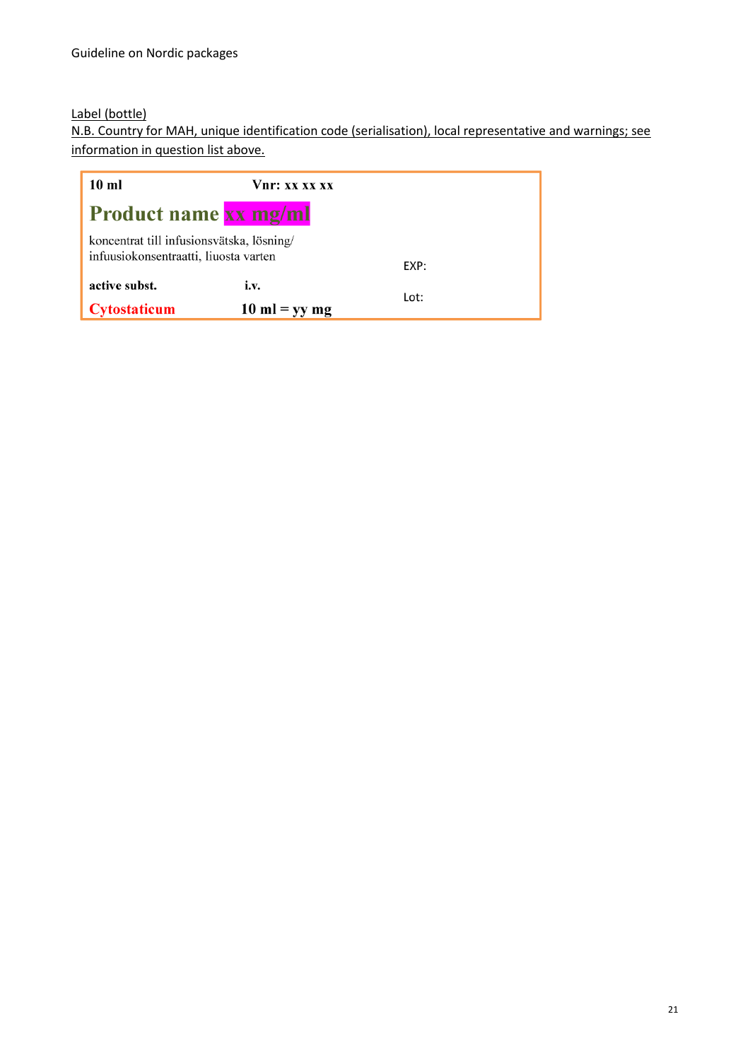Label (bottle)

N.B. Country for MAH, unique identification code (serialisation), local representative and warnings; see information in question list above.

**10 ml** **Vnr: xx xx xx**

**Product name xx mg/ml**

koncentrat till infusionsvätska, lösning/
infuusiokonsentraatti, liuosta varten

EXP:

**active subst.** **i.v.**

Lot:

**Cytostaticum** **10 ml = yy mg**